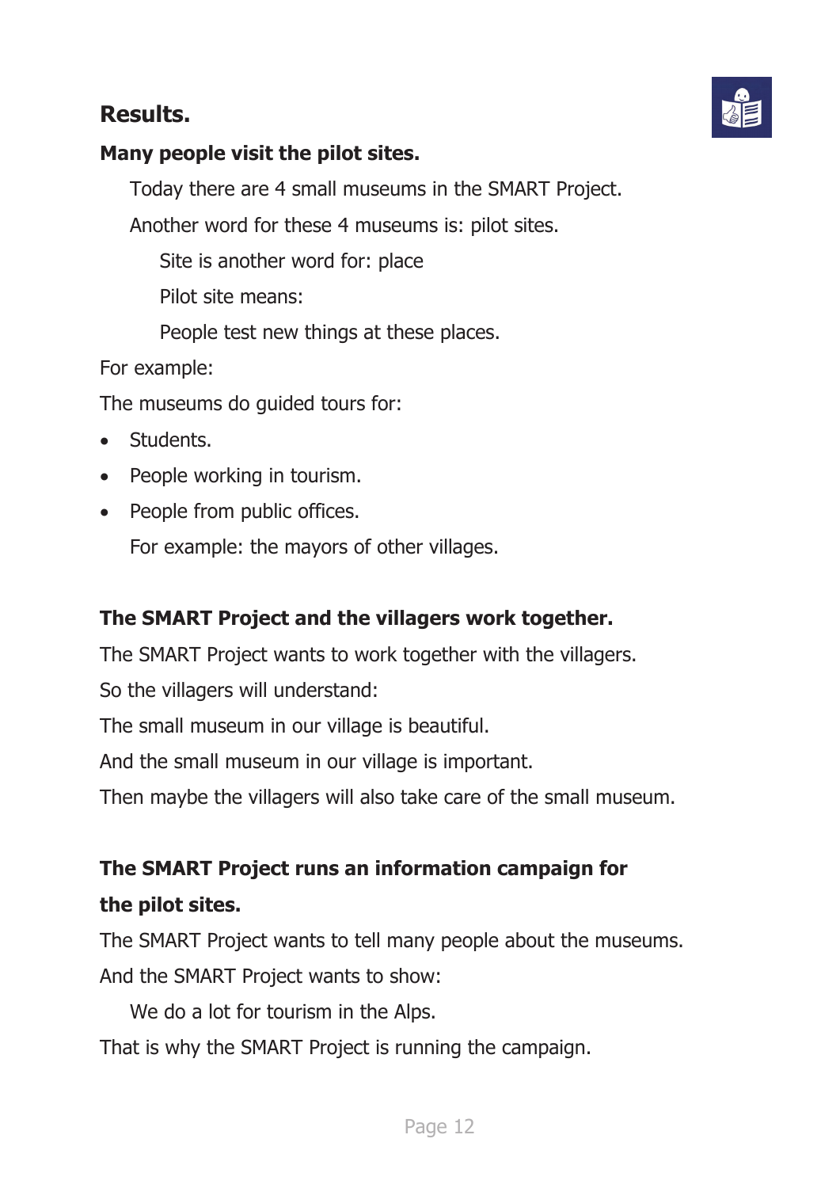## Results.

### Many people visit the pilot sites.

Today there are 4 small museums in the SMART Project.

Another word for these 4 museums is: pilot sites.

Site is another word for: place

Pilot site means:

People test new things at these places.

For example:

The museums do guided tours for:

- Students.
- People working in tourism.
- People from public offices.

  For example: the mayors of other villages.

### The SMART Project and the villagers work together.

The SMART Project wants to work together with the villagers.

So the villagers will understand:

The small museum in our village is beautiful.

And the small museum in our village is important.

Then maybe the villagers will also take care of the small museum.

### The SMART Project runs an information campaign for the pilot sites.

The SMART Project wants to tell many people about the museums.

And the SMART Project wants to show:

We do a lot for tourism in the Alps.

That is why the SMART Project is running the campaign.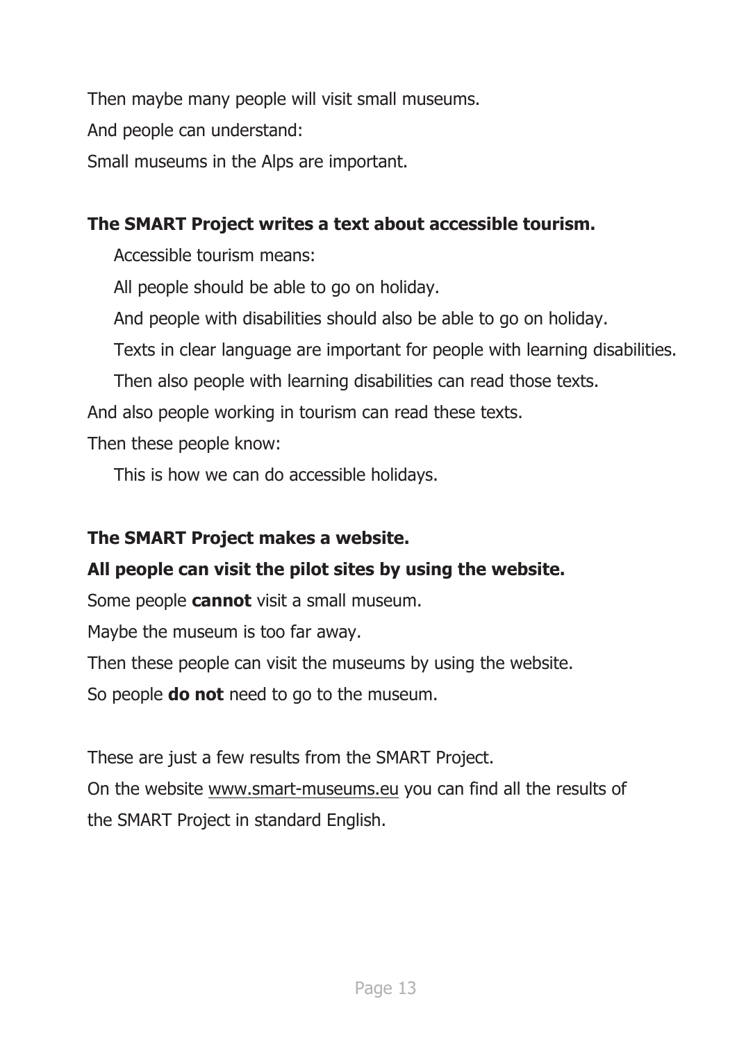Then maybe many people will visit small museums.

And people can understand:

Small museums in the Alps are important.

**The SMART Project writes a text about accessible tourism.**

Accessible tourism means:

All people should be able to go on holiday.

And people with disabilities should also be able to go on holiday.

Texts in clear language are important for people with learning disabilities.

Then also people with learning disabilities can read those texts.

And also people working in tourism can read these texts.

Then these people know:

This is how we can do accessible holidays.

**The SMART Project makes a website.**

**All people can visit the pilot sites by using the website.**

Some people **cannot** visit a small museum.

Maybe the museum is too far away.

Then these people can visit the museums by using the website.

So people **do not** need to go to the museum.

These are just a few results from the SMART Project.

On the website www.smart-museums.eu you can find all the results of the SMART Project in standard English.